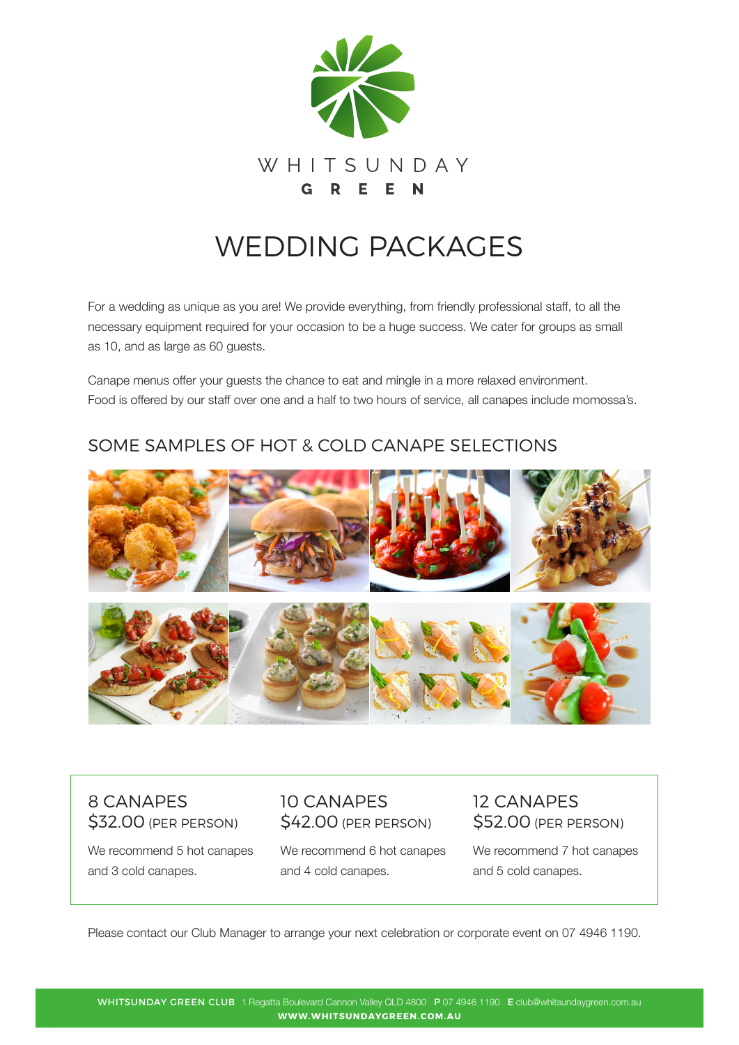WHITSUNDAY
GREEN

# WEDDING PACKAGES

For a wedding as unique as you are! We provide everything, from friendly professional staff, to all the necessary equipment required for your occasion to be a huge success. We cater for groups as small as 10, and as large as 60 guests.

Canape menus offer your guests the chance to eat and mingle in a more relaxed environment. Food is offered by our staff over one and a half to two hours of service, all canapes include momossa's.

## SOME SAMPLES OF HOT & COLD CANAPE SELECTIONS

### 8 CANAPES
$32.00 (PER PERSON)

We recommend 5 hot canapes and 3 cold canapes.

### 10 CANAPES
$42.00 (PER PERSON)

We recommend 6 hot canapes and 4 cold canapes.

### 12 CANAPES
$52.00 (PER PERSON)

We recommend 7 hot canapes and 5 cold canapes.

Please contact our Club Manager to arrange your next celebration or corporate event on 07 4946 1190.

**WHITSUNDAY GREEN CLUB** 1 Regatta Boulevard Cannon Valley QLD 4800 **P** 07 4946 1190 **E** club@whitsundaygreen.com.au
**WWW.WHITSUNDAYGREEN.COM.AU**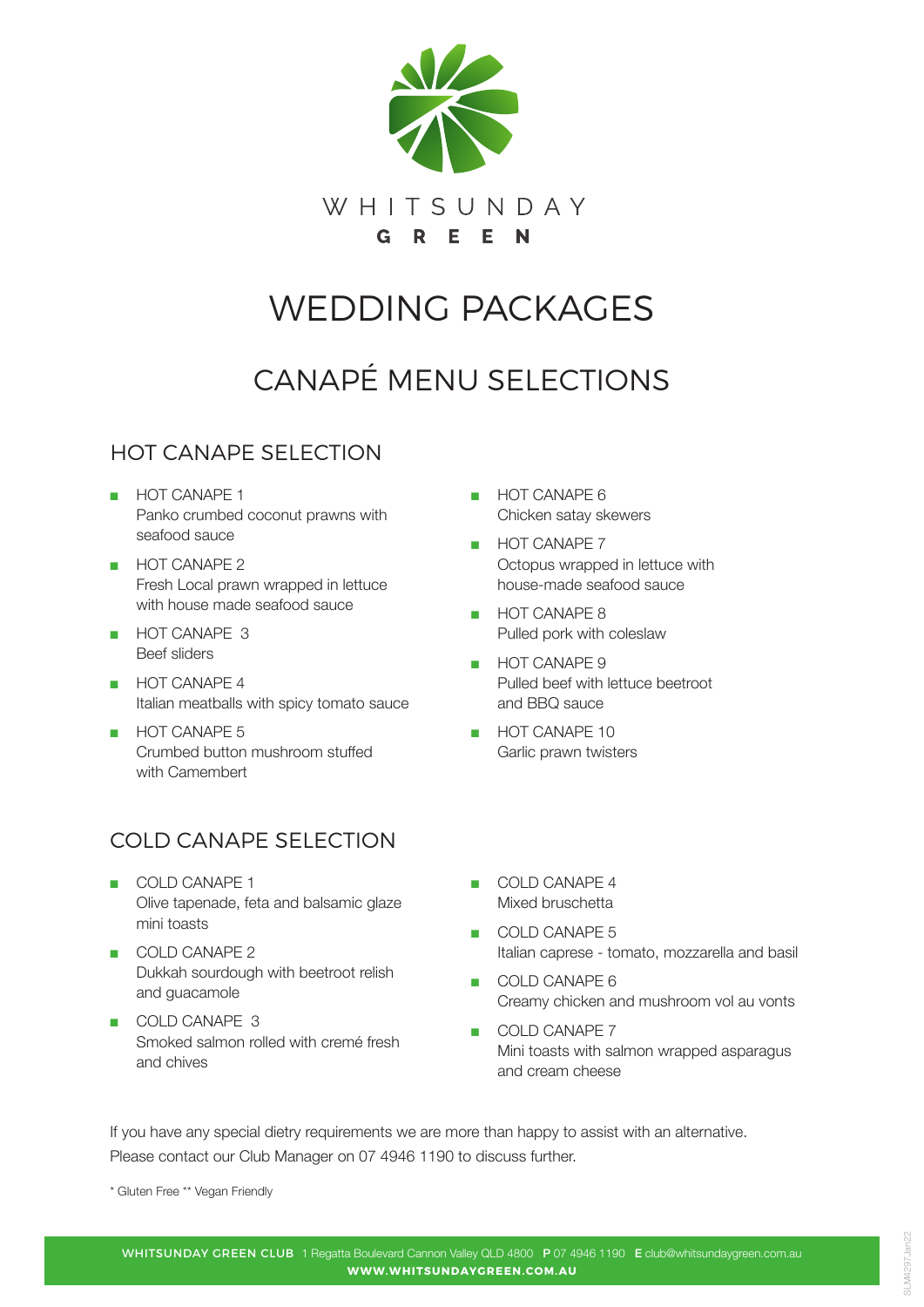WHITSUNDAY GREEN

# WEDDING PACKAGES

## CANAPÉ MENU SELECTIONS

### HOT CANAPE SELECTION

- HOT CANAPE 1
  Panko crumbed coconut prawns with seafood sauce
- HOT CANAPE 2
  Fresh Local prawn wrapped in lettuce with house made seafood sauce
- HOT CANAPE 3
  Beef sliders
- HOT CANAPE 4
  Italian meatballs with spicy tomato sauce
- HOT CANAPE 5
  Crumbed button mushroom stuffed with Camembert
- HOT CANAPE 6
  Chicken satay skewers
- HOT CANAPE 7
  Octopus wrapped in lettuce with house-made seafood sauce
- HOT CANAPE 8
  Pulled pork with coleslaw
- HOT CANAPE 9
  Pulled beef with lettuce beetroot and BBQ sauce
- HOT CANAPE 10
  Garlic prawn twisters

### COLD CANAPE SELECTION

- COLD CANAPE 1
  Olive tapenade, feta and balsamic glaze mini toasts
- COLD CANAPE 2
  Dukkah sourdough with beetroot relish and guacamole
- COLD CANAPE 3
  Smoked salmon rolled with cremé fresh and chives
- COLD CANAPE 4
  Mixed bruschetta
- COLD CANAPE 5
  Italian caprese - tomato, mozzarella and basil
- COLD CANAPE 6
  Creamy chicken and mushroom vol au vonts
- COLD CANAPE 7
  Mini toasts with salmon wrapped asparagus and cream cheese

If you have any special dietry requirements we are more than happy to assist with an alternative. Please contact our Club Manager on 07 4946 1190 to discuss further.

* Gluten Free ** Vegan Friendly

**WHITSUNDAY GREEN CLUB** 1 Regatta Boulevard Cannon Valley QLD 4800 **P** 07 4946 1190 **E** club@whitsundaygreen.com.au
**WWW.WHITSUNDAYGREEN.COM.AU**

SLM4297Jan22